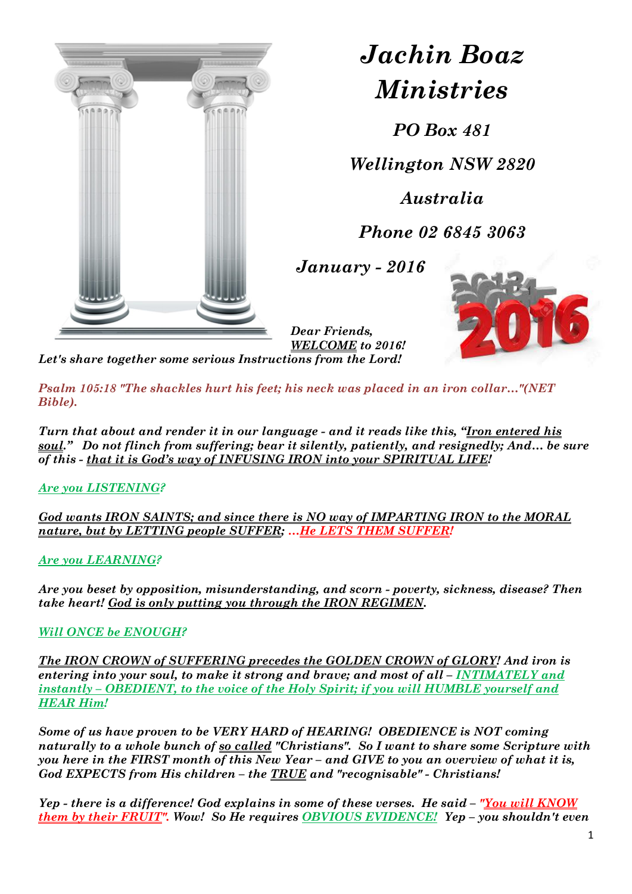# *Jachin Boaz Ministries*

***PO Box 481***

***Wellington NSW 2820***

***Australia***

***Phone 02 6845 3063***

***January - 2016***

***Dear Friends,***
***WELCOME to 2016!***
***Let's share together some serious Instructions from the Lord!***

***Psalm 105:18 "The shackles hurt his feet; his neck was placed in an iron collar..."(NET Bible).***

***Turn that about and render it in our language - and it reads like this, "Iron entered his soul." Do not flinch from suffering; bear it silently, patiently, and resignedly; And... be sure of this - that it is God's way of INFUSING IRON into your SPIRITUAL LIFE!***

***Are you LISTENING?***

***God wants IRON SAINTS; and since there is NO way of IMPARTING IRON to the MORAL nature, but by LETTING people SUFFER; ...He LETS THEM SUFFER!***

***Are you LEARNING?***

***Are you beset by opposition, misunderstanding, and scorn - poverty, sickness, disease? Then take heart! God is only putting you through the IRON REGIMEN.***

***Will ONCE be ENOUGH?***

***The IRON CROWN of SUFFERING precedes the GOLDEN CROWN of GLORY! And iron is entering into your soul, to make it strong and brave; and most of all – INTIMATELY and instantly – OBEDIENT, to the voice of the Holy Spirit; if you will HUMBLE yourself and HEAR Him!***

***Some of us have proven to be VERY HARD of HEARING! OBEDIENCE is NOT coming naturally to a whole bunch of so called "Christians". So I want to share some Scripture with you here in the FIRST month of this New Year – and GIVE to you an overview of what it is, God EXPECTS from His children – the TRUE and "recognisable" - Christians!***

***Yep - there is a difference! God explains in some of these verses. He said – "You will KNOW them by their FRUIT". Wow! So He requires OBVIOUS EVIDENCE! Yep – you shouldn't even***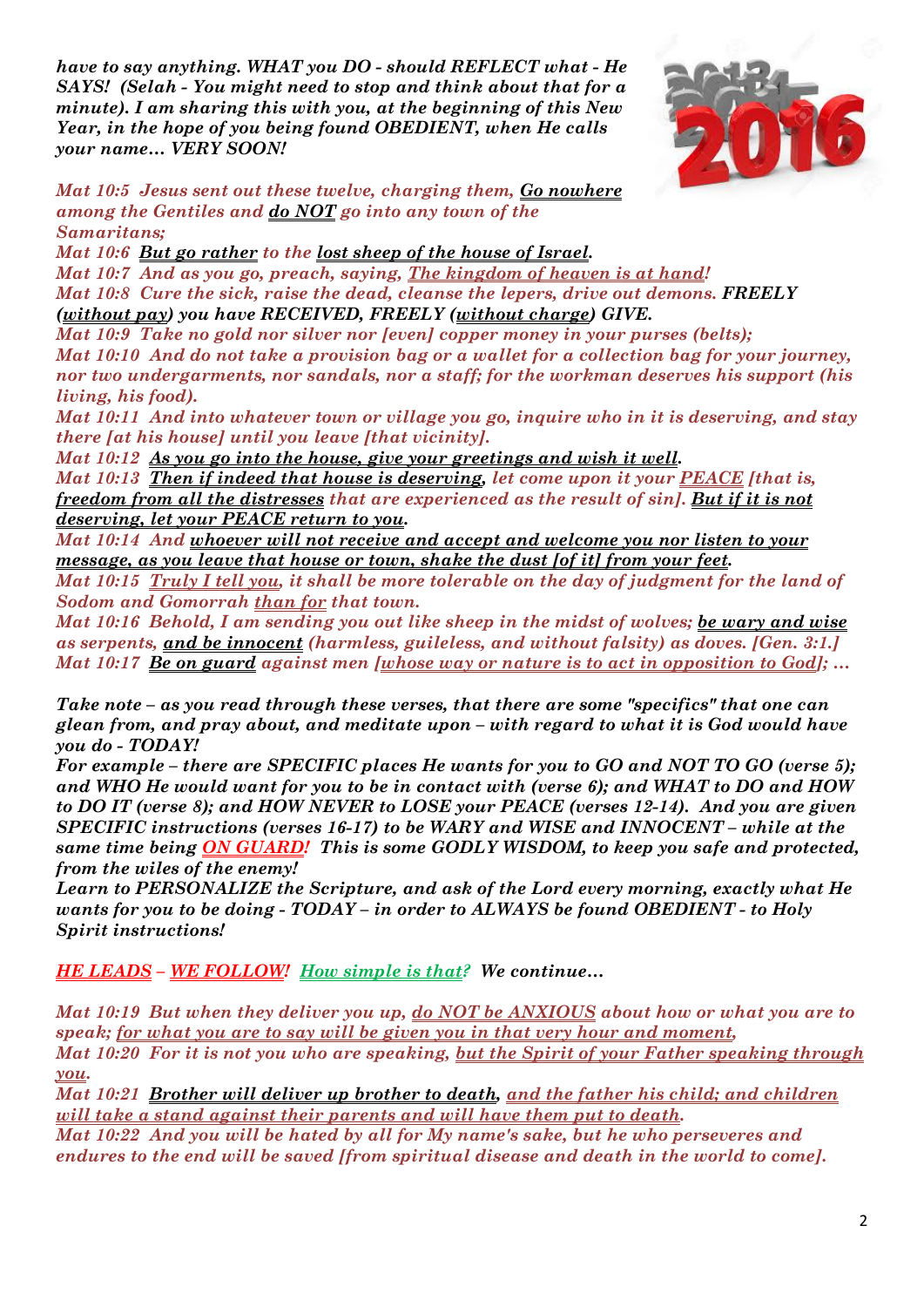***have to say anything. WHAT you DO - should REFLECT what - He SAYS! (Selah - You might need to stop and think about that for a minute). I am sharing this with you, at the beginning of this New Year, in the hope of you being found OBEDIENT, when He calls your name… VERY SOON!***

*Mat 10:5 Jesus sent out these twelve, charging them, **Go nowhere** among the Gentiles and **do NOT** go into any town of the Samaritans;*

*Mat 10:6 **But go rather** to the **lost sheep of the house of Israel**.*

*Mat 10:7 And as you go, preach, saying, The kingdom of heaven is at hand!*

*Mat 10:8 Cure the sick, raise the dead, cleanse the lepers, drive out demons. **FREELY (without pay) you have RECEIVED, FREELY (without charge) GIVE.***

*Mat 10:9 Take no gold nor silver nor [even] copper money in your purses (belts);*

*Mat 10:10 And do not take a provision bag or a wallet for a collection bag for your journey, nor two undergarments, nor sandals, nor a staff; for the workman deserves his support (his living, his food).*

*Mat 10:11 And into whatever town or village you go, inquire who in it is deserving, and stay there [at his house] until you leave [that vicinity].*

*Mat 10:12 **As you go into the house, give your greetings and wish it well**.*

*Mat 10:13 **Then if indeed that house is deserving**, let come upon it your PEACE [that is, freedom from all the distresses that are experienced as the result of sin]. **But if it is not deserving, let your PEACE return to you**.*

*Mat 10:14 And **whoever will not receive and accept and welcome you nor listen to your message, as you leave that house or town, shake the dust [of it] from your feet**.*

*Mat 10:15 Truly I tell you, it shall be more tolerable on the day of judgment for the land of Sodom and Gomorrah than for that town.*

*Mat 10:16 Behold, I am sending you out like sheep in the midst of wolves; **be wary and wise** as serpents, **and be innocent** (harmless, guileless, and without falsity) as doves. [Gen. 3:1.]*

*Mat 10:17 **Be on guard** against men [whose way or nature is to act in opposition to God]; …*

***Take note – as you read through these verses, that there are some "specifics" that one can glean from, and pray about, and meditate upon – with regard to what it is God would have you do - TODAY!***

***For example – there are SPECIFIC places He wants for you to GO and NOT TO GO (verse 5); and WHO He would want for you to be in contact with (verse 6); and WHAT to DO and HOW to DO IT (verse 8); and HOW NEVER to LOSE your PEACE (verses 12-14). And you are given SPECIFIC instructions (verses 16-17) to be WARY and WISE and INNOCENT – while at the same time being ON GUARD! This is some GODLY WISDOM, to keep you safe and protected, from the wiles of the enemy!***

***Learn to PERSONALIZE the Scripture, and ask of the Lord every morning, exactly what He wants for you to be doing - TODAY – in order to ALWAYS be found OBEDIENT - to Holy Spirit instructions!***

***HE LEADS – WE FOLLOW! How simple is that? We continue…***

*Mat 10:19 But when they deliver you up, **do NOT be ANXIOUS** about how or what you are to speak; for what you are to say will be given you in that very hour and moment,*

*Mat 10:20 For it is not you who are speaking, but the Spirit of your Father speaking through you.*

*Mat 10:21 **Brother will deliver up brother to death**, and the father his child; and children will take a stand against their parents and will have them put to death.*

*Mat 10:22 And you will be hated by all for My name's sake, but he who perseveres and endures to the end will be saved [from spiritual disease and death in the world to come].*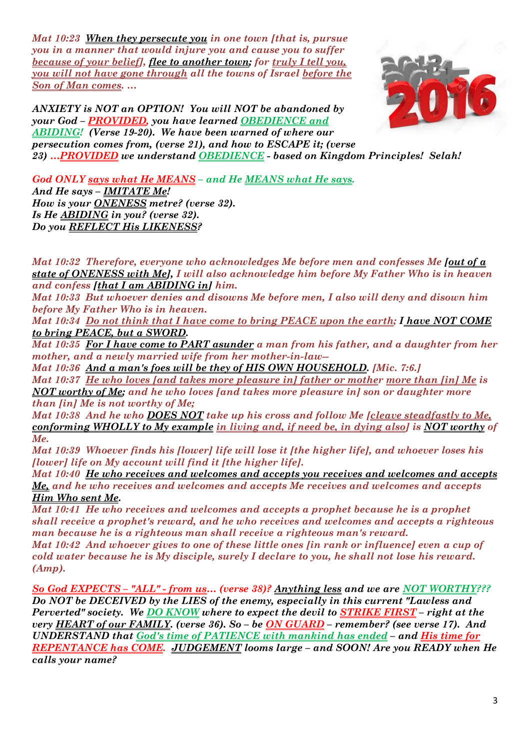*Mat 10:23 When they persecute you in one town [that is, pursue you in a manner that would injure you and cause you to suffer because of your belief], flee to another town; for truly I tell you, you will not have gone through all the towns of Israel before the Son of Man comes. …*

***ANXIETY is NOT an OPTION! You will NOT be abandoned by your God – PROVIDED, you have learned OBEDIENCE and ABIDING! (Verse 19-20). We have been warned of where our persecution comes from, (verse 21), and how to ESCAPE it; (verse 23) …PROVIDED we understand OBEDIENCE - based on Kingdom Principles! Selah!***

***God ONLY says what He MEANS – and He MEANS what He says.***
***And He says – IMITATE Me!***
***How is your ONENESS metre? (verse 32).***
***Is He ABIDING in you? (verse 32).***
***Do you REFLECT His LIKENESS?***

*Mat 10:32 Therefore, everyone who acknowledges Me before men and confesses Me **[out of a state of ONENESS with Me]**, I will also acknowledge him before My Father Who is in heaven and confess **[that I am ABIDING in]** him.*
*Mat 10:33 But whoever denies and disowns Me before men, I also will deny and disown him before My Father Who is in heaven.*
*Mat 10:34 Do not think that I have come to bring PEACE upon the earth; **I have NOT COME to bring PEACE, but a SWORD.***
*Mat 10:35 **For I have come to PART asunder** a man from his father, and a daughter from her mother, and a newly married wife from her mother-in-law--*
*Mat 10:36 **And a man's foes will be they of HIS OWN HOUSEHOLD.** [Mic. 7:6.]*
*Mat 10:37 He who loves [and takes more pleasure in] father or mother more than [in] Me is **NOT worthy of Me;** and he who loves [and takes more pleasure in] son or daughter more than [in] Me is not worthy of Me;*
*Mat 10:38 And he who **DOES NOT** take up his cross and follow Me [**cleave steadfastly to Me, conforming WHOLLY to My example** in living and, if need be, in dying also] is **NOT worthy** of Me.*
*Mat 10:39 Whoever finds his [lower] life will lose it [the higher life], and whoever loses his [lower] life on My account will find it [the higher life].*
*Mat 10:40 **He who receives and welcomes and accepts you receives and welcomes and accepts Me,** and he who receives and welcomes and accepts Me receives and welcomes and accepts **Him Who sent Me.***
*Mat 10:41 He who receives and welcomes and accepts a prophet because he is a prophet shall receive a prophet's reward, and he who receives and welcomes and accepts a righteous man because he is a righteous man shall receive a righteous man's reward.*
*Mat 10:42 And whoever gives to one of these little ones [in rank or influence] even a cup of cold water because he is My disciple, surely I declare to you, he shall not lose his reward. (Amp).*

***So God EXPECTS – "ALL" - from us… (verse 38)? Anything less and we are NOT WORTHY??? Do NOT be DECEIVED by the LIES of the enemy, especially in this current "Lawless and Perverted" society. We DO KNOW where to expect the devil to STRIKE FIRST – right at the very HEART of our FAMILY. (verse 36). So – be ON GUARD – remember? (see verse 17). And UNDERSTAND that God's time of PATIENCE with mankind has ended – and His time for REPENTANCE has COME. JUDGEMENT looms large – and SOON! Are you READY when He calls your name?***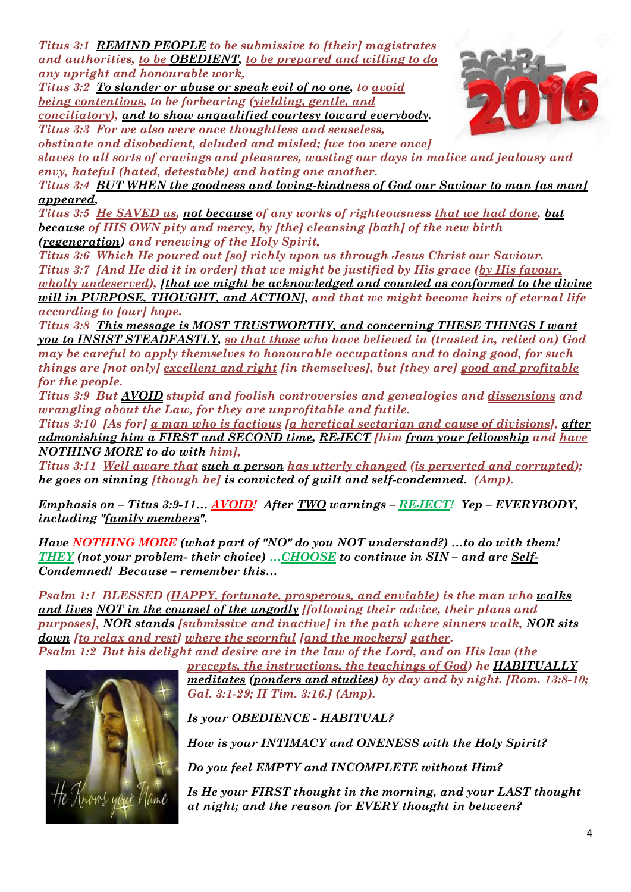*Titus 3:1 **REMIND PEOPLE** to be submissive to [their] magistrates and authorities, to be **OBEDIENT**, to be prepared and willing to do any upright and honourable work,*

*Titus 3:2 **To slander or abuse or speak evil of no one**, to avoid being contentious, to be forbearing (yielding, gentle, and conciliatory), **and to show unqualified courtesy toward everybody**.*

***Titus 3:3 For we also were once thoughtless and senseless, obstinate and disobedient, deluded and misled; [we too were once] slaves to all sorts of cravings and pleasures, wasting our days in malice and jealousy and envy, hateful (hated, detestable) and hating one another.***

*Titus 3:4 **BUT WHEN the goodness and loving-kindness of God our Saviour to man [as man] appeared,***

*Titus 3:5 He SAVED us, **not because** of any works of righteousness that we had done, **but because** of HIS OWN pity and mercy, by [the] cleansing [bath] of the new birth (**regeneration**) and renewing of the Holy Spirit,*

*Titus 3:6 Which He poured out [so] richly upon us through Jesus Christ our Saviour.*

*Titus 3:7 [And He did it in order] that we might be justified by His grace (by His favour, wholly undeserved), **[that we might be acknowledged and counted as conformed to the divine will in PURPOSE, THOUGHT, and ACTION]**, and that we might become heirs of eternal life according to [our] hope.*

*Titus 3:8 **This message is MOST TRUSTWORTHY, and concerning THESE THINGS I want you to INSIST STEADFASTLY,** so that those who have believed in (trusted in, relied on) God may be careful to apply themselves to honourable occupations and to doing good, for such things are [not only] excellent and right [in themselves], but [they are] good and profitable for the people.*

*Titus 3:9 But **AVOID** stupid and foolish controversies and genealogies and dissensions and wrangling about the Law, for they are unprofitable and futile.*

*Titus 3:10 [As for] a man who is factious [a heretical sectarian and cause of divisions], **after admonishing him a FIRST and SECOND time, REJECT** [him from your fellowship and **have NOTHING MORE to do with** him],*

*Titus 3:11 Well aware that **such a person** has utterly changed (is perverted and corrupted); **he goes on sinning** [though he] **is convicted of guilt and self-condemned**. (Amp).*

***Emphasis on – Titus 3:9-11… AVOID! After TWO warnings – REJECT! Yep – EVERYBODY, including "family members".***

***Have NOTHING MORE (what part of "NO" do you NOT understand?) …to do with them! THEY (not your problem- their choice) …CHOOSE to continue in SIN – and are Self-Condemned! Because – remember this…***

*Psalm 1:1 BLESSED (HAPPY, fortunate, prosperous, and enviable) is the man who **walks and lives NOT in the counsel of the ungodly** [following their advice, their plans and purposes], **NOR stands** [submissive and inactive] in the path where sinners walk, **NOR sits down** [to relax and rest] where the scornful [and the mockers] gather.*

*Psalm 1:2 But his delight and desire are in the law of the Lord, and on His law (the precepts, the instructions, the teachings of God) he **HABITUALLY meditates** (ponders and studies) by day and by night. [Rom. 13:8-10; Gal. 3:1-29; II Tim. 3:16.] (Amp).*

***Is your OBEDIENCE - HABITUAL?***

***How is your INTIMACY and ONENESS with the Holy Spirit?***

***Do you feel EMPTY and INCOMPLETE without Him?***

***Is He your FIRST thought in the morning, and your LAST thought at night; and the reason for EVERY thought in between?***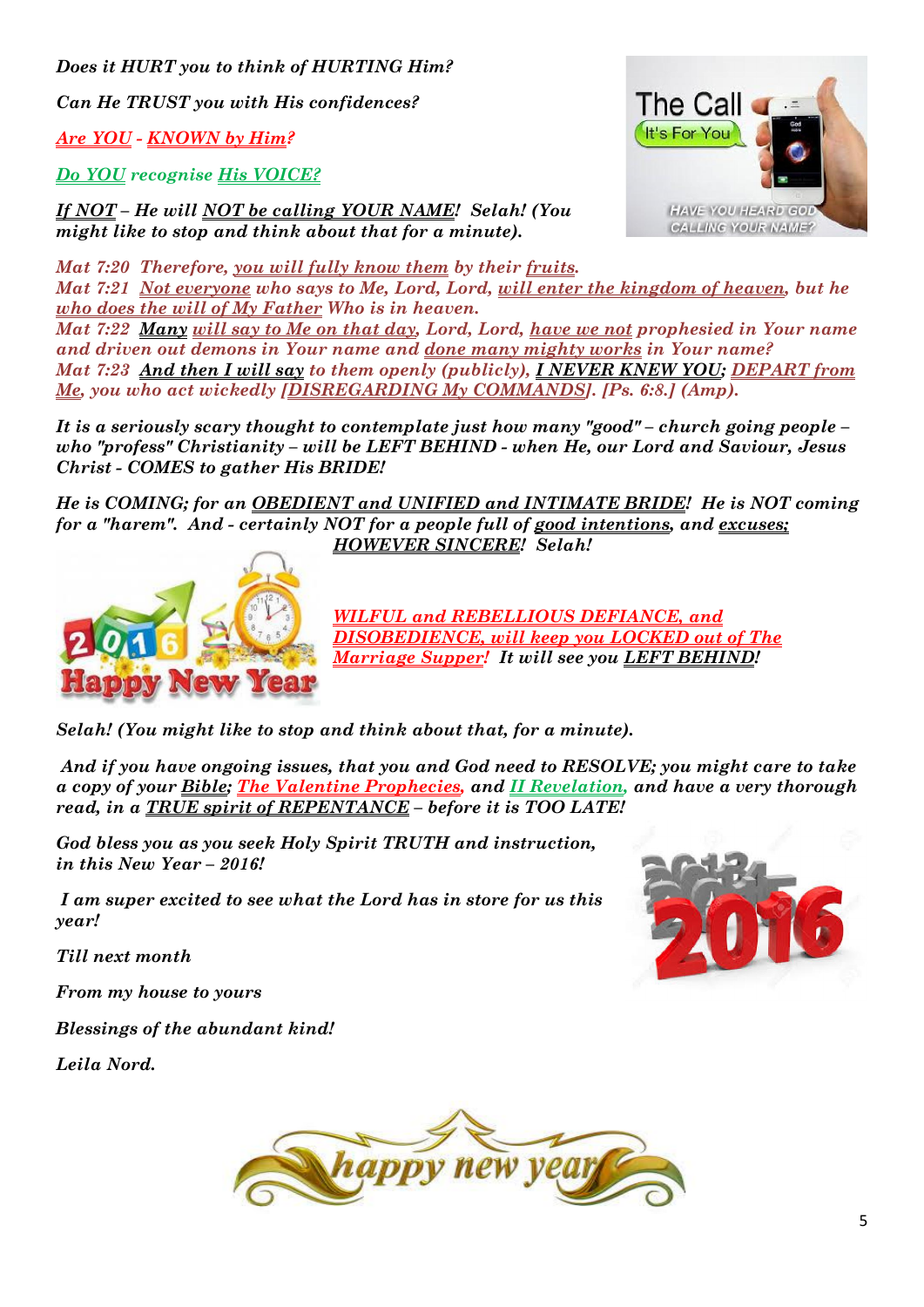*Does it HURT you to think of HURTING Him?*

*Can He TRUST you with His confidences?*

*Are YOU - KNOWN by Him?*

*Do YOU recognise His VOICE?*

*If NOT – He will NOT be calling YOUR NAME! Selah! (You might like to stop and think about that for a minute).*

*Mat 7:20 Therefore, you will fully know them by their fruits.*
*Mat 7:21 Not everyone who says to Me, Lord, Lord, will enter the kingdom of heaven, but he who does the will of My Father Who is in heaven.*
*Mat 7:22 Many will say to Me on that day, Lord, Lord, have we not prophesied in Your name and driven out demons in Your name and done many mighty works in Your name?*
*Mat 7:23 And then I will say to them openly (publicly), I NEVER KNEW YOU; DEPART from Me, you who act wickedly [DISREGARDING My COMMANDS]. [Ps. 6:8.] (Amp).*

***It is a seriously scary thought to contemplate just how many "good" – church going people – who "profess" Christianity – will be LEFT BEHIND - when He, our Lord and Saviour, Jesus Christ - COMES to gather His BRIDE!***

***He is COMING; for an OBEDIENT and UNIFIED and INTIMATE BRIDE! He is NOT coming for a "harem". And - certainly NOT for a people full of good intentions, and excuses; HOWEVER SINCERE! Selah!***

***WILFUL and REBELLIOUS DEFIANCE, and DISOBEDIENCE, will keep you LOCKED out of The Marriage Supper! It will see you LEFT BEHIND!***

***Selah! (You might like to stop and think about that, for a minute).***

***And if you have ongoing issues, that you and God need to RESOLVE; you might care to take a copy of your Bible; The Valentine Prophecies, and II Revelation, and have a very thorough read, in a TRUE spirit of REPENTANCE – before it is TOO LATE!***

***God bless you as you seek Holy Spirit TRUTH and instruction, in this New Year – 2016!***

***I am super excited to see what the Lord has in store for us this year!***

***Till next month***

***From my house to yours***

***Blessings of the abundant kind!***

***Leila Nord.***